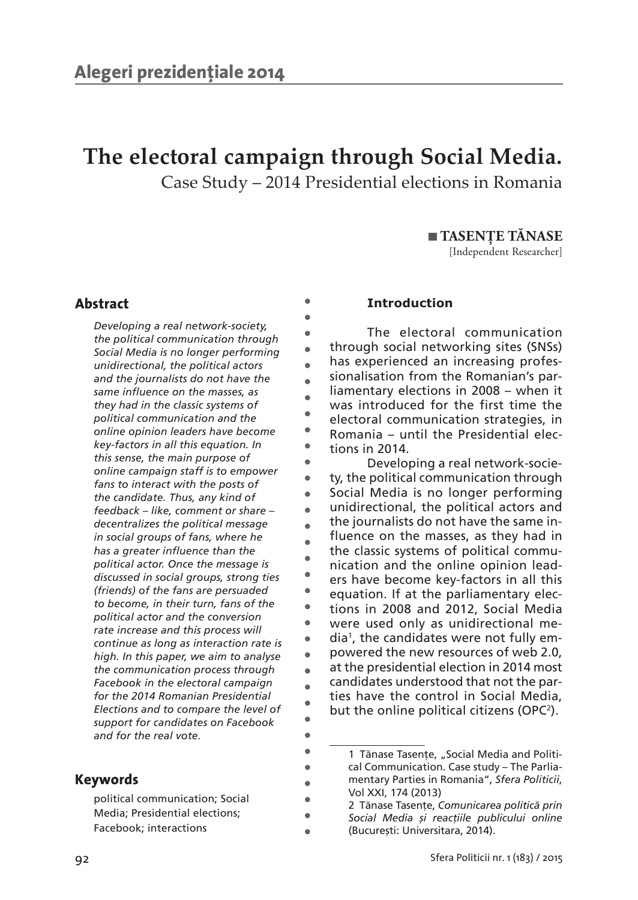## Alegeri prezidențiale 2014

# The electoral campaign through Social Media.

Case Study – 2014 Presidential elections in Romania

**TASENȚE TĂNASE**
[Independent Researcher]

### Abstract

*Developing a real network-society, the political communication through Social Media is no longer performing unidirectional, the political actors and the journalists do not have the same influence on the masses, as they had in the classic systems of political communication and the online opinion leaders have become key-factors in all this equation. In this sense, the main purpose of online campaign staff is to empower fans to interact with the posts of the candidate. Thus, any kind of feedback – like, comment or share – decentralizes the political message in social groups of fans, where he has a greater influence than the political actor. Once the message is discussed in social groups, strong ties (friends) of the fans are persuaded to become, in their turn, fans of the political actor and the conversion rate increase and this process will continue as long as interaction rate is high. In this paper, we aim to analyse the communication process through Facebook in the electoral campaign for the 2014 Romanian Presidential Elections and to compare the level of support for candidates on Facebook and for the real vote.*

### Keywords

political communication; Social Media; Presidential elections; Facebook; interactions

### Introduction

The electoral communication through social networking sites (SNSs) has experienced an increasing professionalisation from the Romanian's parliamentary elections in 2008 – when it was introduced for the first time the electoral communication strategies, in Romania – until the Presidential elections in 2014.

Developing a real network-society, the political communication through Social Media is no longer performing unidirectional, the political actors and the journalists do not have the same influence on the masses, as they had in the classic systems of political communication and the online opinion leaders have become key-factors in all this equation. If at the parliamentary elections in 2008 and 2012, Social Media were used only as unidirectional media[1], the candidates were not fully empowered the new resources of web 2.0, at the presidential election in 2014 most candidates understood that not the parties have the control in Social Media, but the online political citizens (OPC[2]).

---

1 Tănase Tasențe, „Social Media and Political Communication. Case study – The Parliamentary Parties in Romania", *Sfera Politicii*, Vol XXI, 174 (2013)

2 Tănase Tasențe, *Comunicarea politică prin Social Media și reacțiile publicului online* (București: Universitara, 2014).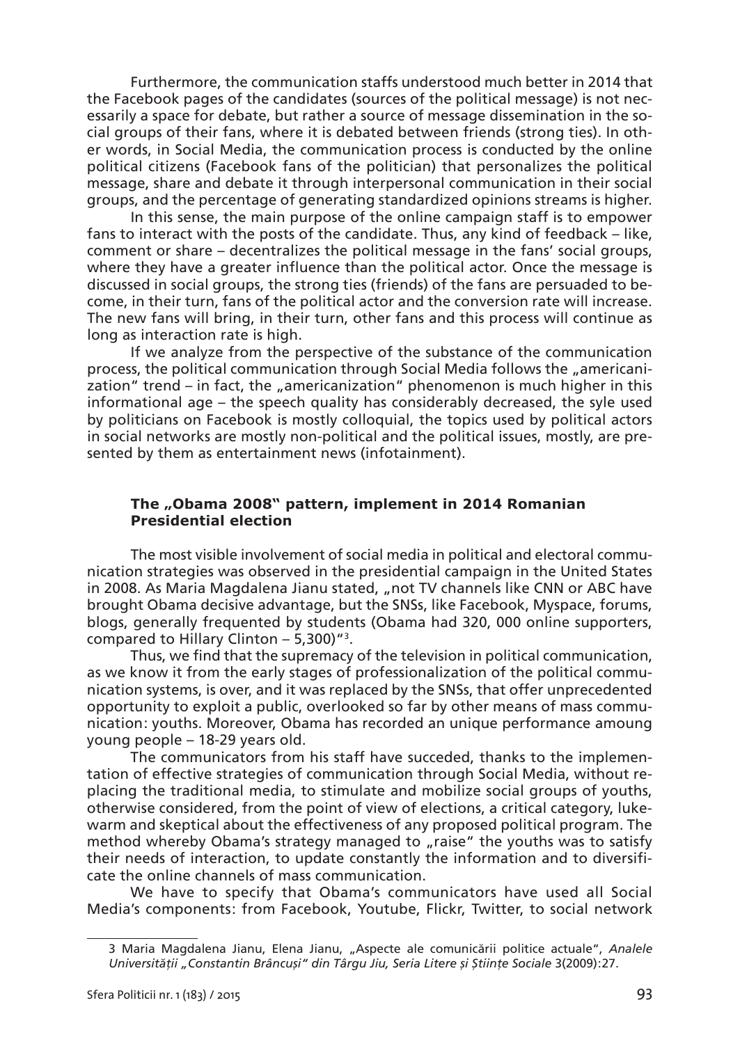Furthermore, the communication staffs understood much better in 2014 that the Facebook pages of the candidates (sources of the political message) is not necessarily a space for debate, but rather a source of message dissemination in the social groups of their fans, where it is debated between friends (strong ties). In other words, in Social Media, the communication process is conducted by the online political citizens (Facebook fans of the politician) that personalizes the political message, share and debate it through interpersonal communication in their social groups, and the percentage of generating standardized opinions streams is higher.

In this sense, the main purpose of the online campaign staff is to empower fans to interact with the posts of the candidate. Thus, any kind of feedback – like, comment or share – decentralizes the political message in the fans' social groups, where they have a greater influence than the political actor. Once the message is discussed in social groups, the strong ties (friends) of the fans are persuaded to become, in their turn, fans of the political actor and the conversion rate will increase. The new fans will bring, in their turn, other fans and this process will continue as long as interaction rate is high.

If we analyze from the perspective of the substance of the communication process, the political communication through Social Media follows the „americanization" trend – in fact, the „americanization" phenomenon is much higher in this informational age – the speech quality has considerably decreased, the syle used by politicians on Facebook is mostly colloquial, the topics used by political actors in social networks are mostly non-political and the political issues, mostly, are presented by them as entertainment news (infotainment).

### The „Obama 2008" pattern, implement in 2014 Romanian Presidential election

The most visible involvement of social media in political and electoral communication strategies was observed in the presidential campaign in the United States in 2008. As Maria Magdalena Jianu stated, „not TV channels like CNN or ABC have brought Obama decisive advantage, but the SNSs, like Facebook, Myspace, forums, blogs, generally frequented by students (Obama had 320, 000 online supporters, compared to Hillary Clinton – 5,300)"[3].

Thus, we find that the supremacy of the television in political communication, as we know it from the early stages of professionalization of the political communication systems, is over, and it was replaced by the SNSs, that offer unprecedented opportunity to exploit a public, overlooked so far by other means of mass communication: youths. Moreover, Obama has recorded an unique performance amoung young people – 18-29 years old.

The communicators from his staff have succeded, thanks to the implementation of effective strategies of communication through Social Media, without replacing the traditional media, to stimulate and mobilize social groups of youths, otherwise considered, from the point of view of elections, a critical category, lukewarm and skeptical about the effectiveness of any proposed political program. The method whereby Obama's strategy managed to „raise" the youths was to satisfy their needs of interaction, to update constantly the information and to diversificate the online channels of mass communication.

We have to specify that Obama's communicators have used all Social Media's components: from Facebook, Youtube, Flickr, Twitter, to social network

---

3 Maria Magdalena Jianu, Elena Jianu, „Aspecte ale comunicării politice actuale", *Analele Universității „Constantin Brâncuși" din Târgu Jiu, Seria Litere și Științe Sociale* 3(2009):27.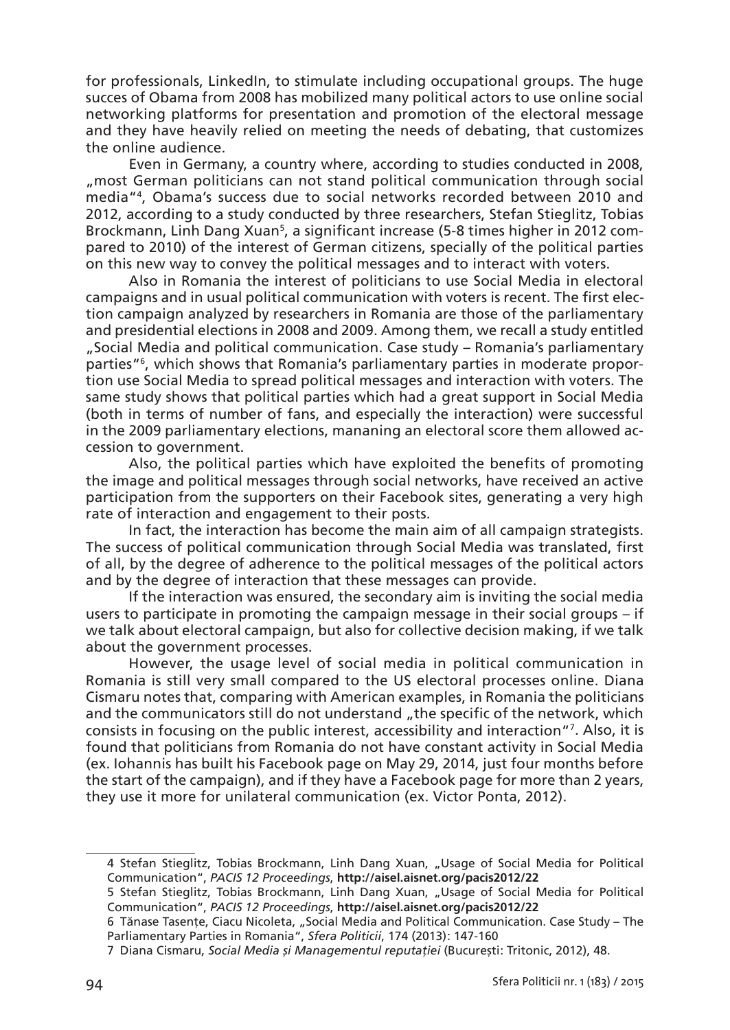for professionals, LinkedIn, to stimulate including occupational groups. The huge succes of Obama from 2008 has mobilized many political actors to use online social networking platforms for presentation and promotion of the electoral message and they have heavily relied on meeting the needs of debating, that customizes the online audience.

Even in Germany, a country where, according to studies conducted in 2008, „most German politicians can not stand political communication through social media"[4], Obama's success due to social networks recorded between 2010 and 2012, according to a study conducted by three researchers, Stefan Stieglitz, Tobias Brockmann, Linh Dang Xuan[5], a significant increase (5-8 times higher in 2012 compared to 2010) of the interest of German citizens, specially of the political parties on this new way to convey the political messages and to interact with voters.

Also in Romania the interest of politicians to use Social Media in electoral campaigns and in usual political communication with voters is recent. The first election campaign analyzed by researchers in Romania are those of the parliamentary and presidential elections in 2008 and 2009. Among them, we recall a study entitled „Social Media and political communication. Case study – Romania's parliamentary parties"[6], which shows that Romania's parliamentary parties in moderate proportion use Social Media to spread political messages and interaction with voters. The same study shows that political parties which had a great support in Social Media (both in terms of number of fans, and especially the interaction) were successful in the 2009 parliamentary elections, mananing an electoral score them allowed accession to government.

Also, the political parties which have exploited the benefits of promoting the image and political messages through social networks, have received an active participation from the supporters on their Facebook sites, generating a very high rate of interaction and engagement to their posts.

In fact, the interaction has become the main aim of all campaign strategists. The success of political communication through Social Media was translated, first of all, by the degree of adherence to the political messages of the political actors and by the degree of interaction that these messages can provide.

If the interaction was ensured, the secondary aim is inviting the social media users to participate in promoting the campaign message in their social groups – if we talk about electoral campaign, but also for collective decision making, if we talk about the government processes.

However, the usage level of social media in political communication in Romania is still very small compared to the US electoral processes online. Diana Cismaru notes that, comparing with American examples, in Romania the politicians and the communicators still do not understand „the specific of the network, which consists in focusing on the public interest, accessibility and interaction"[7]. Also, it is found that politicians from Romania do not have constant activity in Social Media (ex. Iohannis has built his Facebook page on May 29, 2014, just four months before the start of the campaign), and if they have a Facebook page for more than 2 years, they use it more for unilateral communication (ex. Victor Ponta, 2012).

---

4 Stefan Stieglitz, Tobias Brockmann, Linh Dang Xuan, „Usage of Social Media for Political Communication", *PACIS 12 Proceedings*, **http://aisel.aisnet.org/pacis2012/22**

5 Stefan Stieglitz, Tobias Brockmann, Linh Dang Xuan, „Usage of Social Media for Political Communication", *PACIS 12 Proceedings*, **http://aisel.aisnet.org/pacis2012/22**

6 Tănase Tasențe, Ciacu Nicoleta, „Social Media and Political Communication. Case Study – The Parliamentary Parties in Romania", *Sfera Politicii*, 174 (2013): 147-160

7 Diana Cismaru, *Social Media și Managementul reputației* (București: Tritonic, 2012), 48.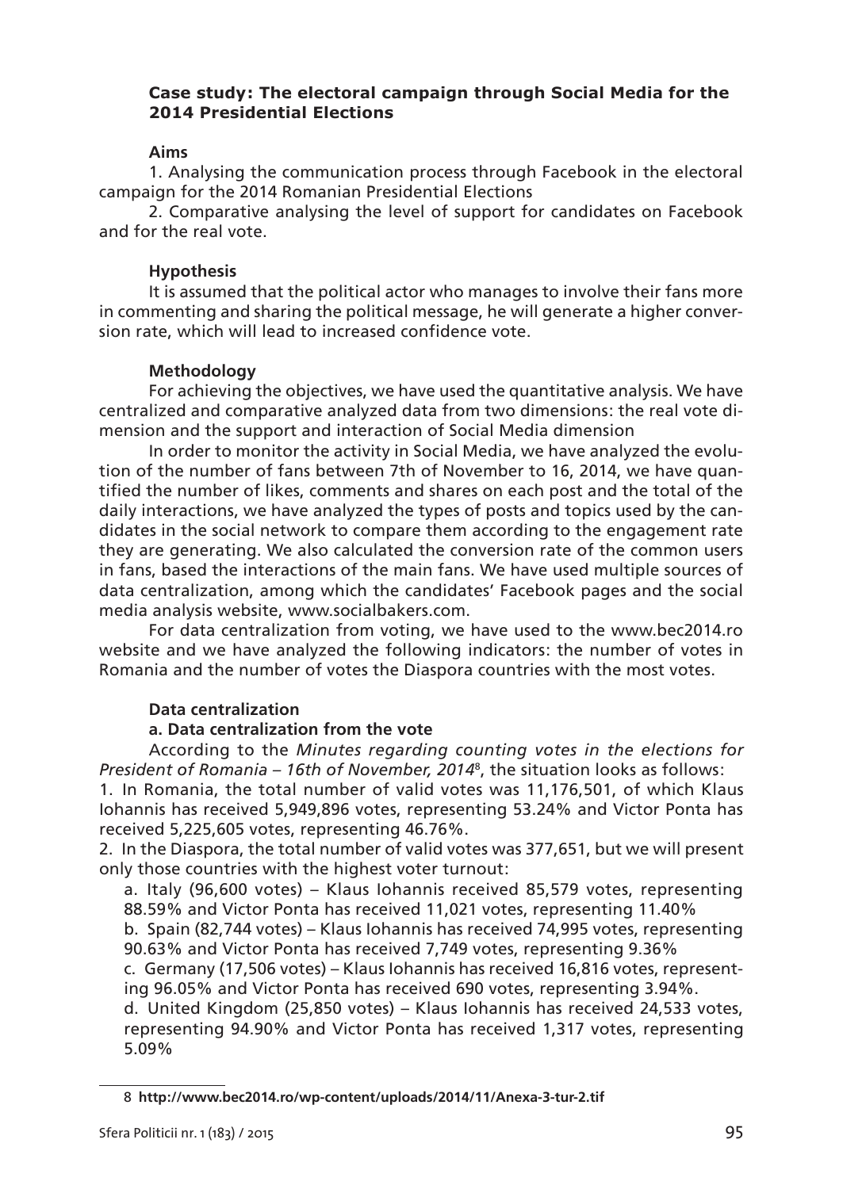### Case study: The electoral campaign through Social Media for the 2014 Presidential Elections

#### Aims

1. Analysing the communication process through Facebook in the electoral campaign for the 2014 Romanian Presidential Elections

2. Comparative analysing the level of support for candidates on Facebook and for the real vote.

#### Hypothesis

It is assumed that the political actor who manages to involve their fans more in commenting and sharing the political message, he will generate a higher conversion rate, which will lead to increased confidence vote.

#### Methodology

For achieving the objectives, we have used the quantitative analysis. We have centralized and comparative analyzed data from two dimensions: the real vote dimension and the support and interaction of Social Media dimension

In order to monitor the activity in Social Media, we have analyzed the evolution of the number of fans between 7th of November to 16, 2014, we have quantified the number of likes, comments and shares on each post and the total of the daily interactions, we have analyzed the types of posts and topics used by the candidates in the social network to compare them according to the engagement rate they are generating. We also calculated the conversion rate of the common users in fans, based the interactions of the main fans. We have used multiple sources of data centralization, among which the candidates' Facebook pages and the social media analysis website, www.socialbakers.com.

For data centralization from voting, we have used to the www.bec2014.ro website and we have analyzed the following indicators: the number of votes in Romania and the number of votes the Diaspora countries with the most votes.

#### Data centralization

**a. Data centralization from the vote**

According to the *Minutes regarding counting votes in the elections for President of Romania – 16th of November, 2014*[8], the situation looks as follows:

1. In Romania, the total number of valid votes was 11,176,501, of which Klaus Iohannis has received 5,949,896 votes, representing 53.24% and Victor Ponta has received 5,225,605 votes, representing 46.76%.

2. In the Diaspora, the total number of valid votes was 377,651, but we will present only those countries with the highest voter turnout:

   a. Italy (96,600 votes) – Klaus Iohannis received 85,579 votes, representing 88.59% and Victor Ponta has received 11,021 votes, representing 11.40%

   b. Spain (82,744 votes) – Klaus Iohannis has received 74,995 votes, representing 90.63% and Victor Ponta has received 7,749 votes, representing 9.36%

   c. Germany (17,506 votes) – Klaus Iohannis has received 16,816 votes, representing 96.05% and Victor Ponta has received 690 votes, representing 3.94%.

   d. United Kingdom (25,850 votes) – Klaus Iohannis has received 24,533 votes, representing 94.90% and Victor Ponta has received 1,317 votes, representing 5.09%

---

8 **http://www.bec2014.ro/wp-content/uploads/2014/11/Anexa-3-tur-2.tif**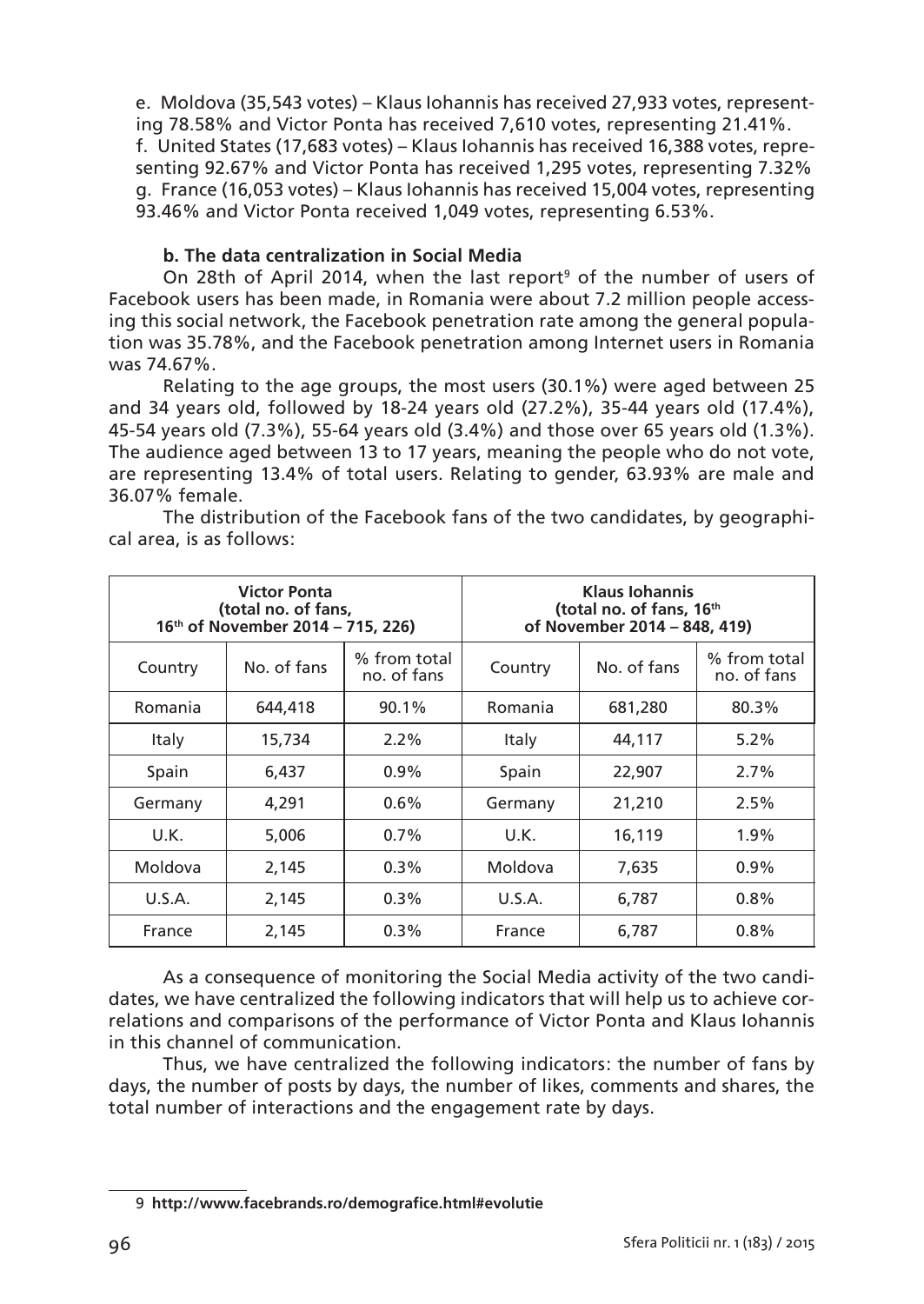e. Moldova (35,543 votes) – Klaus Iohannis has received 27,933 votes, representing 78.58% and Victor Ponta has received 7,610 votes, representing 21.41%.
f. United States (17,683 votes) – Klaus Iohannis has received 16,388 votes, representing 92.67% and Victor Ponta has received 1,295 votes, representing 7.32%
g. France (16,053 votes) – Klaus Iohannis has received 15,004 votes, representing 93.46% and Victor Ponta received 1,049 votes, representing 6.53%.

**b. The data centralization in Social Media**

On 28th of April 2014, when the last report[9] of the number of users of Facebook users has been made, in Romania were about 7.2 million people accessing this social network, the Facebook penetration rate among the general population was 35.78%, and the Facebook penetration among Internet users in Romania was 74.67%.

Relating to the age groups, the most users (30.1%) were aged between 25 and 34 years old, followed by 18-24 years old (27.2%), 35-44 years old (17.4%), 45-54 years old (7.3%), 55-64 years old (3.4%) and those over 65 years old (1.3%). The audience aged between 13 to 17 years, meaning the people who do not vote, are representing 13.4% of total users. Relating to gender, 63.93% are male and 36.07% female.

The distribution of the Facebook fans of the two candidates, by geographical area, is as follows:

| Victor Ponta (total no. of fans, 16th of November 2014 – 715, 226) | | | Klaus Iohannis (total no. of fans, 16th of November 2014 – 848, 419) | | |
|---|---|---|---|---|---|
| Country | No. of fans | % from total no. of fans | Country | No. of fans | % from total no. of fans |
| Romania | 644,418 | 90.1% | Romania | 681,280 | 80.3% |
| Italy | 15,734 | 2.2% | Italy | 44,117 | 5.2% |
| Spain | 6,437 | 0.9% | Spain | 22,907 | 2.7% |
| Germany | 4,291 | 0.6% | Germany | 21,210 | 2.5% |
| U.K. | 5,006 | 0.7% | U.K. | 16,119 | 1.9% |
| Moldova | 2,145 | 0.3% | Moldova | 7,635 | 0.9% |
| U.S.A. | 2,145 | 0.3% | U.S.A. | 6,787 | 0.8% |
| France | 2,145 | 0.3% | France | 6,787 | 0.8% |

As a consequence of monitoring the Social Media activity of the two candidates, we have centralized the following indicators that will help us to achieve correlations and comparisons of the performance of Victor Ponta and Klaus Iohannis in this channel of communication.

Thus, we have centralized the following indicators: the number of fans by days, the number of posts by days, the number of likes, comments and shares, the total number of interactions and the engagement rate by days.

9 **http://www.facebrands.ro/demografice.html#evolutie**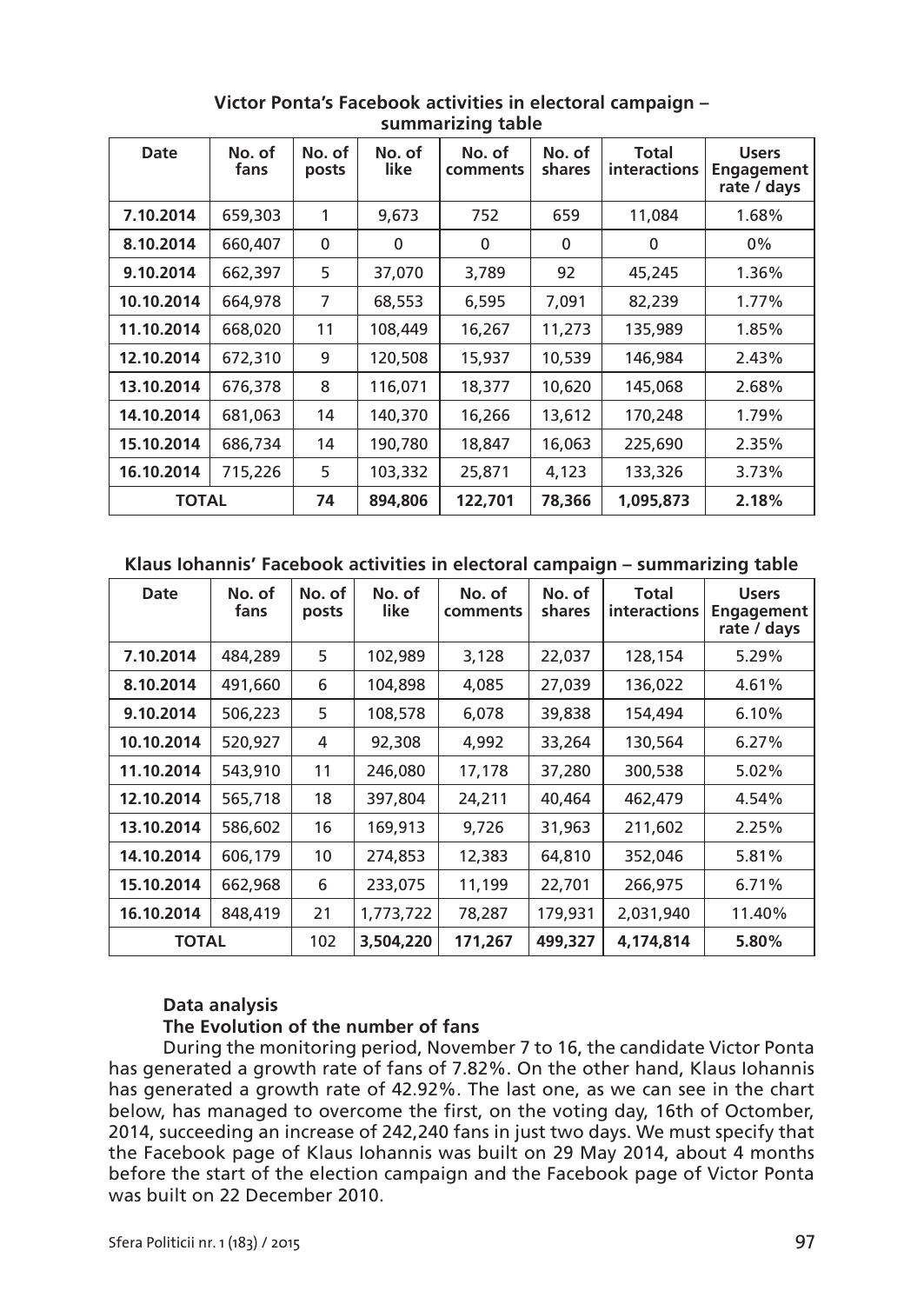**Victor Ponta's Facebook activities in electoral campaign – summarizing table**

| Date | No. of fans | No. of posts | No. of like | No. of comments | No. of shares | Total interactions | Users Engagement rate / days |
|---|---|---|---|---|---|---|---|
| **7.10.2014** | 659,303 | 1 | 9,673 | 752 | 659 | 11,084 | 1.68% |
| **8.10.2014** | 660,407 | 0 | 0 | 0 | 0 | 0 | 0% |
| **9.10.2014** | 662,397 | 5 | 37,070 | 3,789 | 92 | 45,245 | 1.36% |
| **10.10.2014** | 664,978 | 7 | 68,553 | 6,595 | 7,091 | 82,239 | 1.77% |
| **11.10.2014** | 668,020 | 11 | 108,449 | 16,267 | 11,273 | 135,989 | 1.85% |
| **12.10.2014** | 672,310 | 9 | 120,508 | 15,937 | 10,539 | 146,984 | 2.43% |
| **13.10.2014** | 676,378 | 8 | 116,071 | 18,377 | 10,620 | 145,068 | 2.68% |
| **14.10.2014** | 681,063 | 14 | 140,370 | 16,266 | 13,612 | 170,248 | 1.79% |
| **15.10.2014** | 686,734 | 14 | 190,780 | 18,847 | 16,063 | 225,690 | 2.35% |
| **16.10.2014** | 715,226 | 5 | 103,332 | 25,871 | 4,123 | 133,326 | 3.73% |
| **TOTAL** | | **74** | **894,806** | **122,701** | **78,366** | **1,095,873** | **2.18%** |

**Klaus Iohannis' Facebook activities in electoral campaign – summarizing table**

| Date | No. of fans | No. of posts | No. of like | No. of comments | No. of shares | Total interactions | Users Engagement rate / days |
|---|---|---|---|---|---|---|---|
| **7.10.2014** | 484,289 | 5 | 102,989 | 3,128 | 22,037 | 128,154 | 5.29% |
| **8.10.2014** | 491,660 | 6 | 104,898 | 4,085 | 27,039 | 136,022 | 4.61% |
| **9.10.2014** | 506,223 | 5 | 108,578 | 6,078 | 39,838 | 154,494 | 6.10% |
| **10.10.2014** | 520,927 | 4 | 92,308 | 4,992 | 33,264 | 130,564 | 6.27% |
| **11.10.2014** | 543,910 | 11 | 246,080 | 17,178 | 37,280 | 300,538 | 5.02% |
| **12.10.2014** | 565,718 | 18 | 397,804 | 24,211 | 40,464 | 462,479 | 4.54% |
| **13.10.2014** | 586,602 | 16 | 169,913 | 9,726 | 31,963 | 211,602 | 2.25% |
| **14.10.2014** | 606,179 | 10 | 274,853 | 12,383 | 64,810 | 352,046 | 5.81% |
| **15.10.2014** | 662,968 | 6 | 233,075 | 11,199 | 22,701 | 266,975 | 6.71% |
| **16.10.2014** | 848,419 | 21 | 1,773,722 | 78,287 | 179,931 | 2,031,940 | 11.40% |
| **TOTAL** | | 102 | **3,504,220** | **171,267** | **499,327** | **4,174,814** | **5.80%** |

### Data analysis

### The Evolution of the number of fans

During the monitoring period, November 7 to 16, the candidate Victor Ponta has generated a growth rate of fans of 7.82%. On the other hand, Klaus Iohannis has generated a growth rate of 42.92%. The last one, as we can see in the chart below, has managed to overcome the first, on the voting day, 16th of October, 2014, succeeding an increase of 242,240 fans in just two days. We must specify that the Facebook page of Klaus Iohannis was built on 29 May 2014, about 4 months before the start of the election campaign and the Facebook page of Victor Ponta was built on 22 December 2010.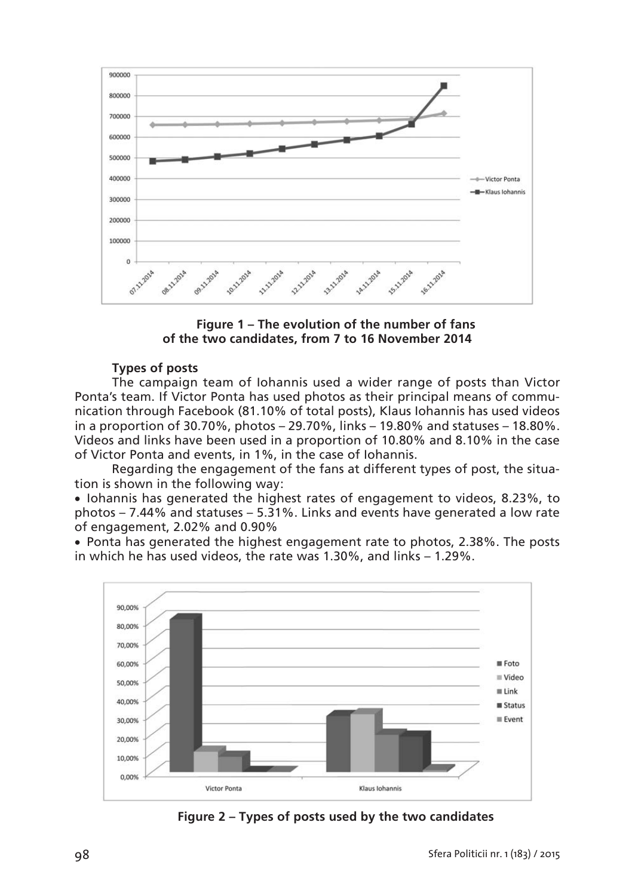**Figure 1 – The evolution of the number of fans of the two candidates, from 7 to 16 November 2014**

**Types of posts**

The campaign team of Iohannis used a wider range of posts than Victor Ponta's team. If Victor Ponta has used photos as their principal means of communication through Facebook (81.10% of total posts), Klaus Iohannis has used videos in a proportion of 30.70%, photos – 29.70%, links – 19.80% and statuses – 18.80%. Videos and links have been used in a proportion of 10.80% and 8.10% in the case of Victor Ponta and events, in 1%, in the case of Iohannis.

Regarding the engagement of the fans at different types of post, the situation is shown in the following way:

- Iohannis has generated the highest rates of engagement to videos, 8.23%, to photos – 7.44% and statuses – 5.31%. Links and events have generated a low rate of engagement, 2.02% and 0.90%
- Ponta has generated the highest engagement rate to photos, 2.38%. The posts in which he has used videos, the rate was 1.30%, and links – 1.29%.

**Figure 2 – Types of posts used by the two candidates**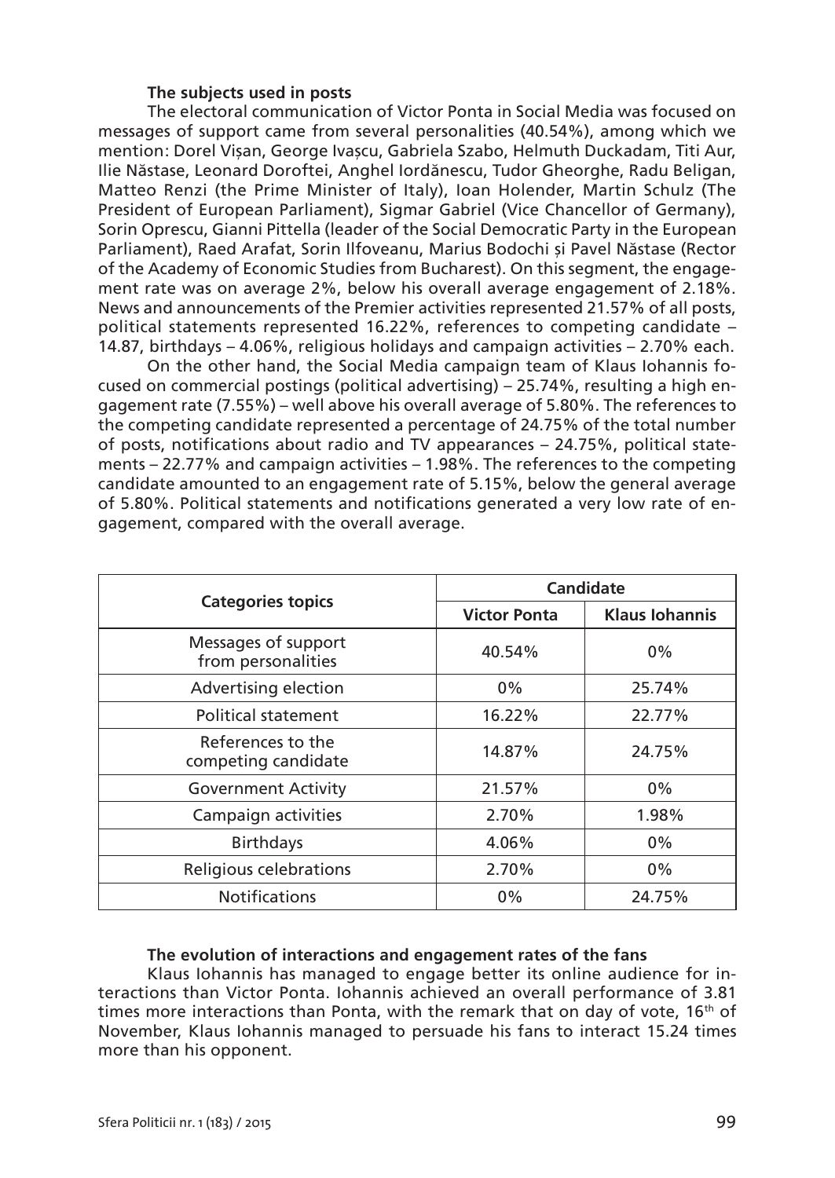### The subjects used in posts

The electoral communication of Victor Ponta in Social Media was focused on messages of support came from several personalities (40.54%), among which we mention: Dorel Vișan, George Ivașcu, Gabriela Szabo, Helmuth Duckadam, Titi Aur, Ilie Năstase, Leonard Doroftei, Anghel Iordănescu, Tudor Gheorghe, Radu Beligan, Matteo Renzi (the Prime Minister of Italy), Ioan Holender, Martin Schulz (The President of European Parliament), Sigmar Gabriel (Vice Chancellor of Germany), Sorin Oprescu, Gianni Pittella (leader of the Social Democratic Party in the European Parliament), Raed Arafat, Sorin Ilfoveanu, Marius Bodochi și Pavel Năstase (Rector of the Academy of Economic Studies from Bucharest). On this segment, the engagement rate was on average 2%, below his overall average engagement of 2.18%. News and announcements of the Premier activities represented 21.57% of all posts, political statements represented 16.22%, references to competing candidate – 14.87, birthdays – 4.06%, religious holidays and campaign activities – 2.70% each.

On the other hand, the Social Media campaign team of Klaus Iohannis focused on commercial postings (political advertising) – 25.74%, resulting a high engagement rate (7.55%) – well above his overall average of 5.80%. The references to the competing candidate represented a percentage of 24.75% of the total number of posts, notifications about radio and TV appearances – 24.75%, political statements – 22.77% and campaign activities – 1.98%. The references to the competing candidate amounted to an engagement rate of 5.15%, below the general average of 5.80%. Political statements and notifications generated a very low rate of engagement, compared with the overall average.

| Categories topics | Candidate | |
|---|---|---|
| | Victor Ponta | Klaus Iohannis |
| Messages of support from personalities | 40.54% | 0% |
| Advertising election | 0% | 25.74% |
| Political statement | 16.22% | 22.77% |
| References to the competing candidate | 14.87% | 24.75% |
| Government Activity | 21.57% | 0% |
| Campaign activities | 2.70% | 1.98% |
| Birthdays | 4.06% | 0% |
| Religious celebrations | 2.70% | 0% |
| Notifications | 0% | 24.75% |

### The evolution of interactions and engagement rates of the fans

Klaus Iohannis has managed to engage better its online audience for interactions than Victor Ponta. Iohannis achieved an overall performance of 3.81 times more interactions than Ponta, with the remark that on day of vote, 16th of November, Klaus Iohannis managed to persuade his fans to interact 15.24 times more than his opponent.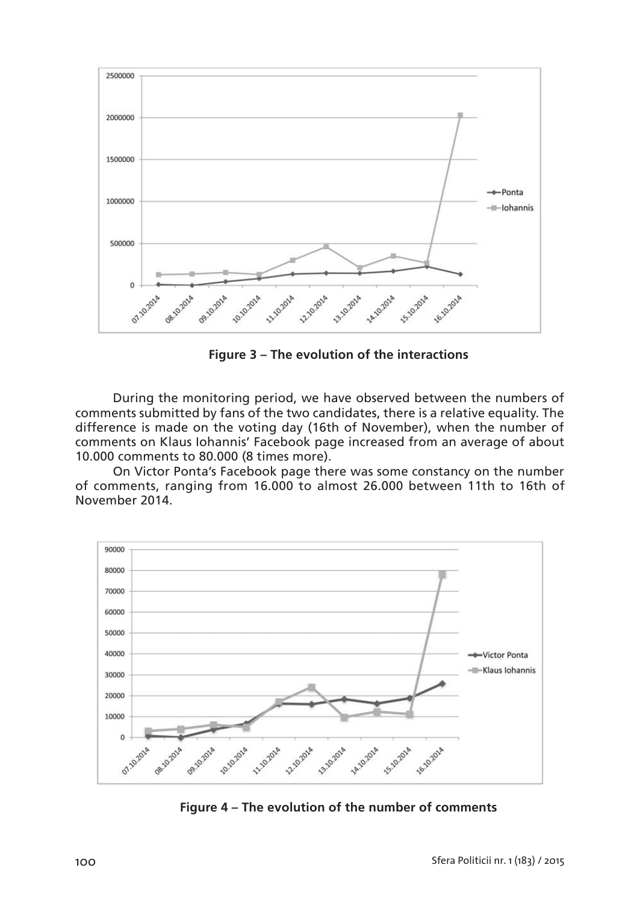**Figure 3 – The evolution of the interactions**

During the monitoring period, we have observed between the numbers of comments submitted by fans of the two candidates, there is a relative equality. The difference is made on the voting day (16th of November), when the number of comments on Klaus Iohannis' Facebook page increased from an average of about 10.000 comments to 80.000 (8 times more).

On Victor Ponta's Facebook page there was some constancy on the number of comments, ranging from 16.000 to almost 26.000 between 11th to 16th of November 2014.

**Figure 4 – The evolution of the number of comments**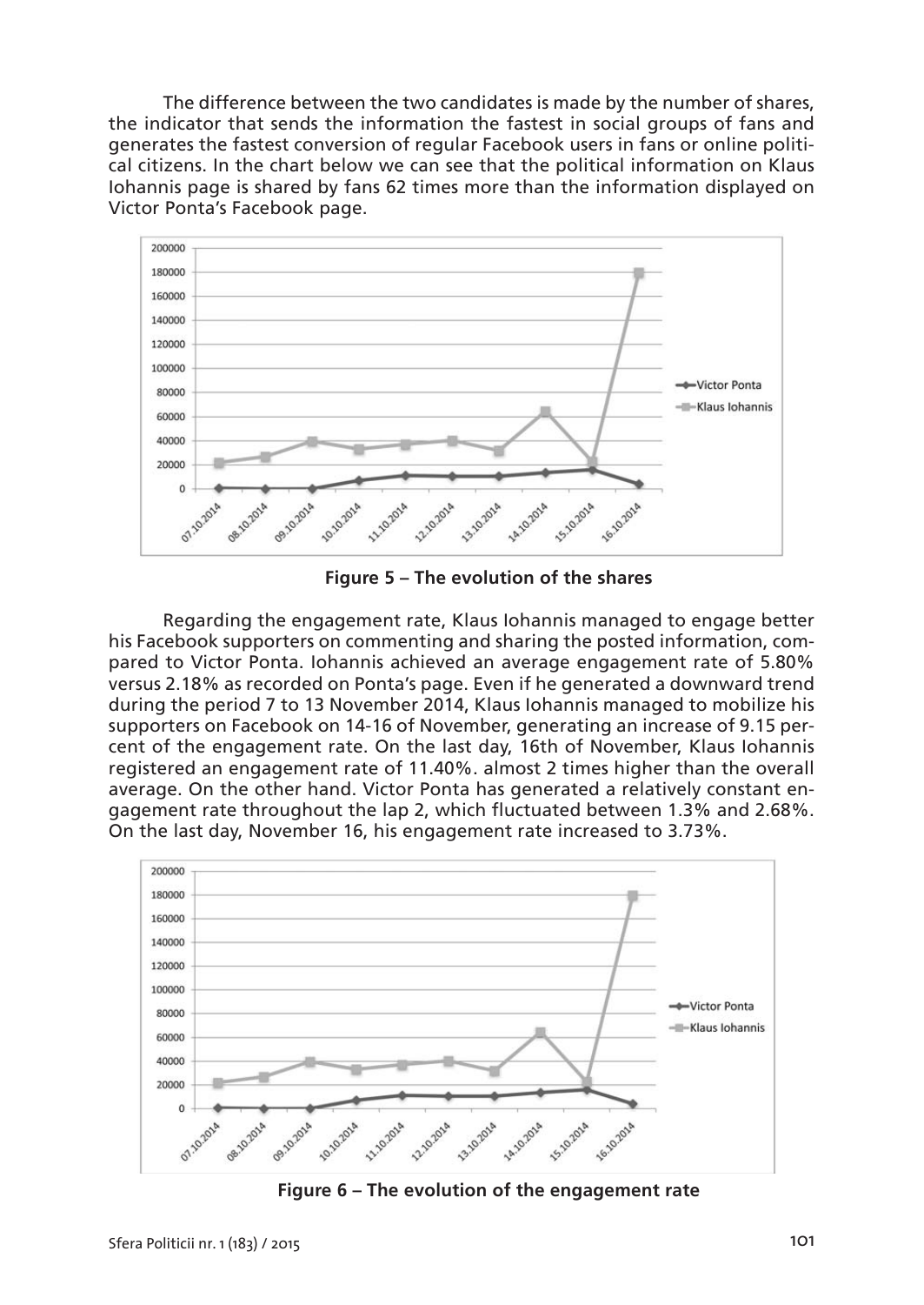The difference between the two candidates is made by the number of shares, the indicator that sends the information the fastest in social groups of fans and generates the fastest conversion of regular Facebook users in fans or online political citizens. In the chart below we can see that the political information on Klaus Iohannis page is shared by fans 62 times more than the information displayed on Victor Ponta's Facebook page.

**Figure 5 – The evolution of the shares**

Regarding the engagement rate, Klaus Iohannis managed to engage better his Facebook supporters on commenting and sharing the posted information, compared to Victor Ponta. Iohannis achieved an average engagement rate of 5.80% versus 2.18% as recorded on Ponta's page. Even if he generated a downward trend during the period 7 to 13 November 2014, Klaus Iohannis managed to mobilize his supporters on Facebook on 14-16 of November, generating an increase of 9.15 percent of the engagement rate. On the last day, 16th of November, Klaus Iohannis registered an engagement rate of 11.40%. almost 2 times higher than the overall average. On the other hand. Victor Ponta has generated a relatively constant engagement rate throughout the lap 2, which fluctuated between 1.3% and 2.68%. On the last day, November 16, his engagement rate increased to 3.73%.

**Figure 6 – The evolution of the engagement rate**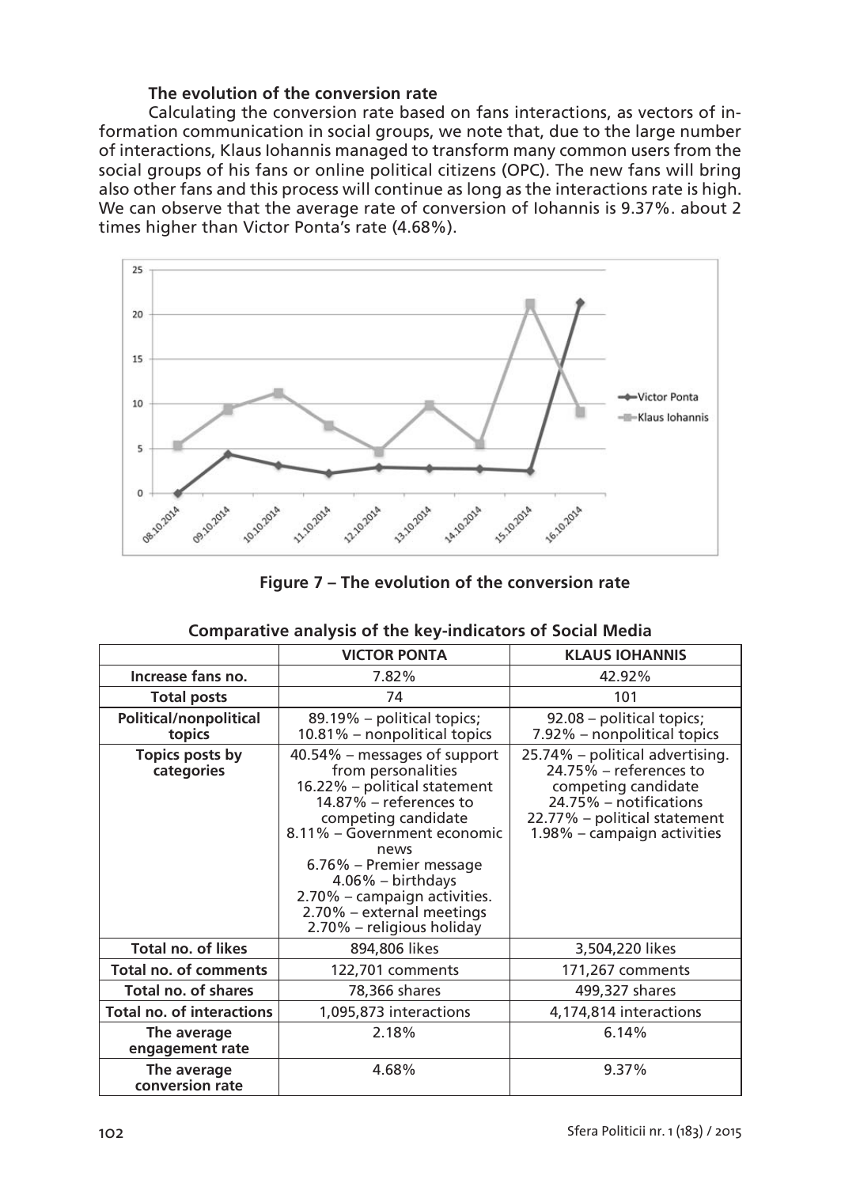### The evolution of the conversion rate

Calculating the conversion rate based on fans interactions, as vectors of information communication in social groups, we note that, due to the large number of interactions, Klaus Iohannis managed to transform many common users from the social groups of his fans or online political citizens (OPC). The new fans will bring also other fans and this process will continue as long as the interactions rate is high. We can observe that the average rate of conversion of Iohannis is 9.37%. about 2 times higher than Victor Ponta's rate (4.68%).

**Figure 7 – The evolution of the conversion rate**

**Comparative analysis of the key-indicators of Social Media**

| | VICTOR PONTA | KLAUS IOHANNIS |
|---|---|---|
| **Increase fans no.** | 7.82% | 42.92% |
| **Total posts** | 74 | 101 |
| **Political/nonpolitical topics** | 89.19% – political topics; 10.81% – nonpolitical topics | 92.08 – political topics; 7.92% – nonpolitical topics |
| **Topics posts by categories** | 40.54% – messages of support from personalities 16.22% – political statement 14.87% – references to competing candidate 8.11% – Government economic news 6.76% – Premier message 4.06% – birthdays 2.70% – campaign activities. 2.70% – external meetings 2.70% – religious holiday | 25.74% – political advertising. 24.75% – references to competing candidate 24.75% – notifications 22.77% – political statement 1.98% – campaign activities |
| **Total no. of likes** | 894,806 likes | 3,504,220 likes |
| **Total no. of comments** | 122,701 comments | 171,267 comments |
| **Total no. of shares** | 78,366 shares | 499,327 shares |
| **Total no. of interactions** | 1,095,873 interactions | 4,174,814 interactions |
| **The average engagement rate** | 2.18% | 6.14% |
| **The average conversion rate** | 4.68% | 9.37% |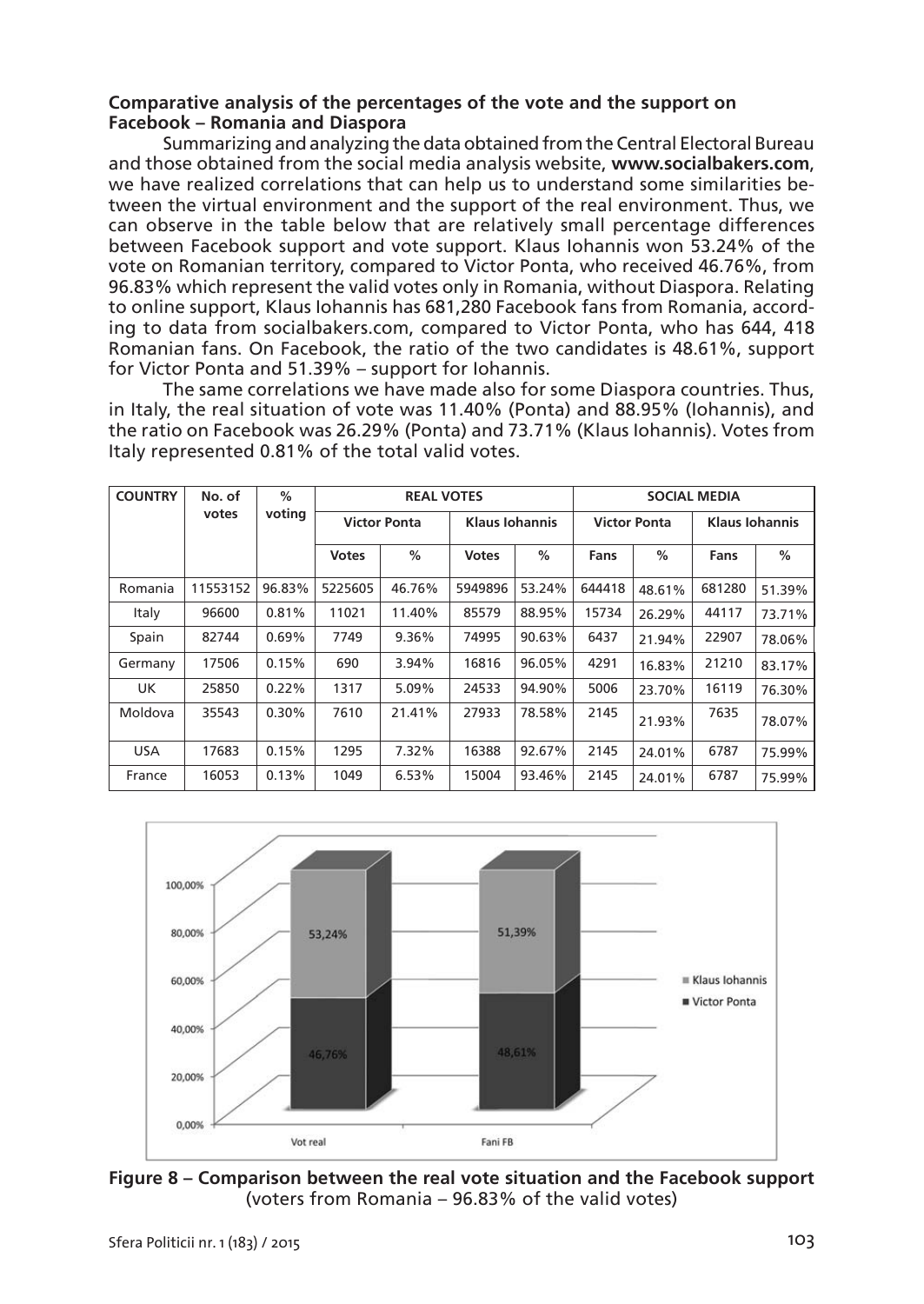**Comparative analysis of the percentages of the vote and the support on Facebook – Romania and Diaspora**

Summarizing and analyzing the data obtained from the Central Electoral Bureau and those obtained from the social media analysis website, **www.socialbakers.com**, we have realized correlations that can help us to understand some similarities between the virtual environment and the support of the real environment. Thus, we can observe in the table below that are relatively small percentage differences between Facebook support and vote support. Klaus Iohannis won 53.24% of the vote on Romanian territory, compared to Victor Ponta, who received 46.76%, from 96.83% which represent the valid votes only in Romania, without Diaspora. Relating to online support, Klaus Iohannis has 681,280 Facebook fans from Romania, according to data from socialbakers.com, compared to Victor Ponta, who has 644, 418 Romanian fans. On Facebook, the ratio of the two candidates is 48.61%, support for Victor Ponta and 51.39% – support for Iohannis.

The same correlations we have made also for some Diaspora countries. Thus, in Italy, the real situation of vote was 11.40% (Ponta) and 88.95% (Iohannis), and the ratio on Facebook was 26.29% (Ponta) and 73.71% (Klaus Iohannis). Votes from Italy represented 0.81% of the total valid votes.

| COUNTRY | No. of votes | % voting | REAL VOTES | | | | SOCIAL MEDIA | | | |
|---|---|---|---|---|---|---|---|---|---|---|
| | | | Victor Ponta | | Klaus Iohannis | | Victor Ponta | | Klaus Iohannis | |
| | | | Votes | % | Votes | % | Fans | % | Fans | % |
| Romania | 11553152 | 96.83% | 5225605 | 46.76% | 5949896 | 53.24% | 644418 | 48.61% | 681280 | 51.39% |
| Italy | 96600 | 0.81% | 11021 | 11.40% | 85579 | 88.95% | 15734 | 26.29% | 44117 | 73.71% |
| Spain | 82744 | 0.69% | 7749 | 9.36% | 74995 | 90.63% | 6437 | 21.94% | 22907 | 78.06% |
| Germany | 17506 | 0.15% | 690 | 3.94% | 16816 | 96.05% | 4291 | 16.83% | 21210 | 83.17% |
| UK | 25850 | 0.22% | 1317 | 5.09% | 24533 | 94.90% | 5006 | 23.70% | 16119 | 76.30% |
| Moldova | 35543 | 0.30% | 7610 | 21.41% | 27933 | 78.58% | 2145 | 21.93% | 7635 | 78.07% |
| USA | 17683 | 0.15% | 1295 | 7.32% | 16388 | 92.67% | 2145 | 24.01% | 6787 | 75.99% |
| France | 16053 | 0.13% | 1049 | 6.53% | 15004 | 93.46% | 2145 | 24.01% | 6787 | 75.99% |

**Figure 8 – Comparison between the real vote situation and the Facebook support**
(voters from Romania – 96.83% of the valid votes)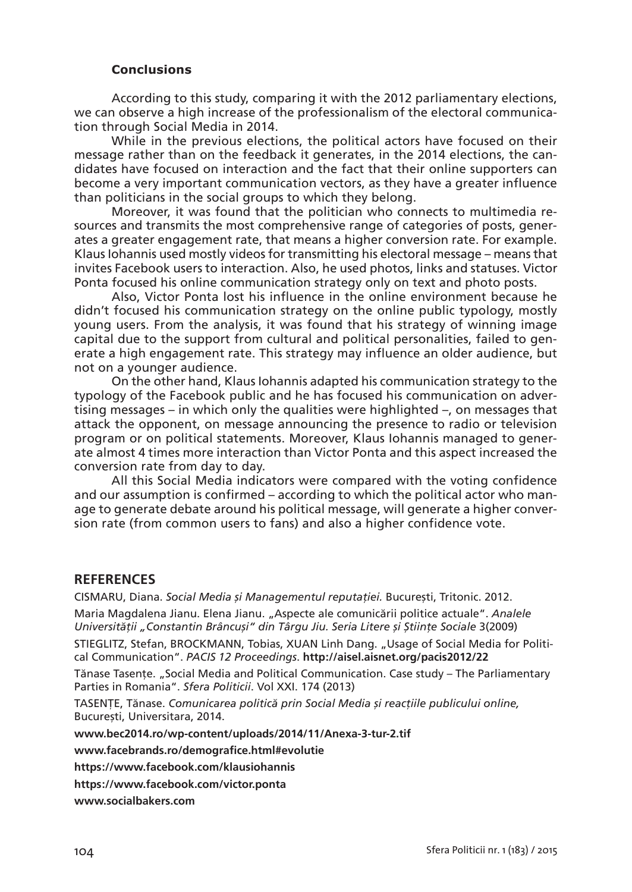### Conclusions

According to this study, comparing it with the 2012 parliamentary elections, we can observe a high increase of the professionalism of the electoral communication through Social Media in 2014.

While in the previous elections, the political actors have focused on their message rather than on the feedback it generates, in the 2014 elections, the candidates have focused on interaction and the fact that their online supporters can become a very important communication vectors, as they have a greater influence than politicians in the social groups to which they belong.

Moreover, it was found that the politician who connects to multimedia resources and transmits the most comprehensive range of categories of posts, generates a greater engagement rate, that means a higher conversion rate. For example. Klaus Iohannis used mostly videos for transmitting his electoral message – means that invites Facebook users to interaction. Also, he used photos, links and statuses. Victor Ponta focused his online communication strategy only on text and photo posts.

Also, Victor Ponta lost his influence in the online environment because he didn't focused his communication strategy on the online public typology, mostly young users. From the analysis, it was found that his strategy of winning image capital due to the support from cultural and political personalities, failed to generate a high engagement rate. This strategy may influence an older audience, but not on a younger audience.

On the other hand, Klaus Iohannis adapted his communication strategy to the typology of the Facebook public and he has focused his communication on advertising messages – in which only the qualities were highlighted –, on messages that attack the opponent, on message announcing the presence to radio or television program or on political statements. Moreover, Klaus Iohannis managed to generate almost 4 times more interaction than Victor Ponta and this aspect increased the conversion rate from day to day.

All this Social Media indicators were compared with the voting confidence and our assumption is confirmed – according to which the political actor who manage to generate debate around his political message, will generate a higher conversion rate (from common users to fans) and also a higher confidence vote.

## REFERENCES

CISMARU, Diana. *Social Media și Managementul reputației.* București, Tritonic. 2012.

Maria Magdalena Jianu. Elena Jianu. „Aspecte ale comunicării politice actuale". *Analele Universității „Constantin Brâncuși" din Târgu Jiu. Seria Litere și Științe Sociale* 3(2009)

STIEGLITZ, Stefan, BROCKMANN, Tobias, XUAN Linh Dang. „Usage of Social Media for Political Communication". *PACIS 12 Proceedings*. **http://aisel.aisnet.org/pacis2012/22**

Tănase Tasențe. „Social Media and Political Communication. Case study – The Parliamentary Parties in Romania". *Sfera Politicii*. Vol XXI. 174 (2013)

TASENȚE, Tănase. *Comunicarea politică prin Social Media și reacțiile publicului online,* București, Universitara, 2014.

**www.bec2014.ro/wp-content/uploads/2014/11/Anexa-3-tur-2.tif**

**www.facebrands.ro/demografice.html#evolutie**

**https://www.facebook.com/klausiohannis**

**https://www.facebook.com/victor.ponta**

**www.socialbakers.com**